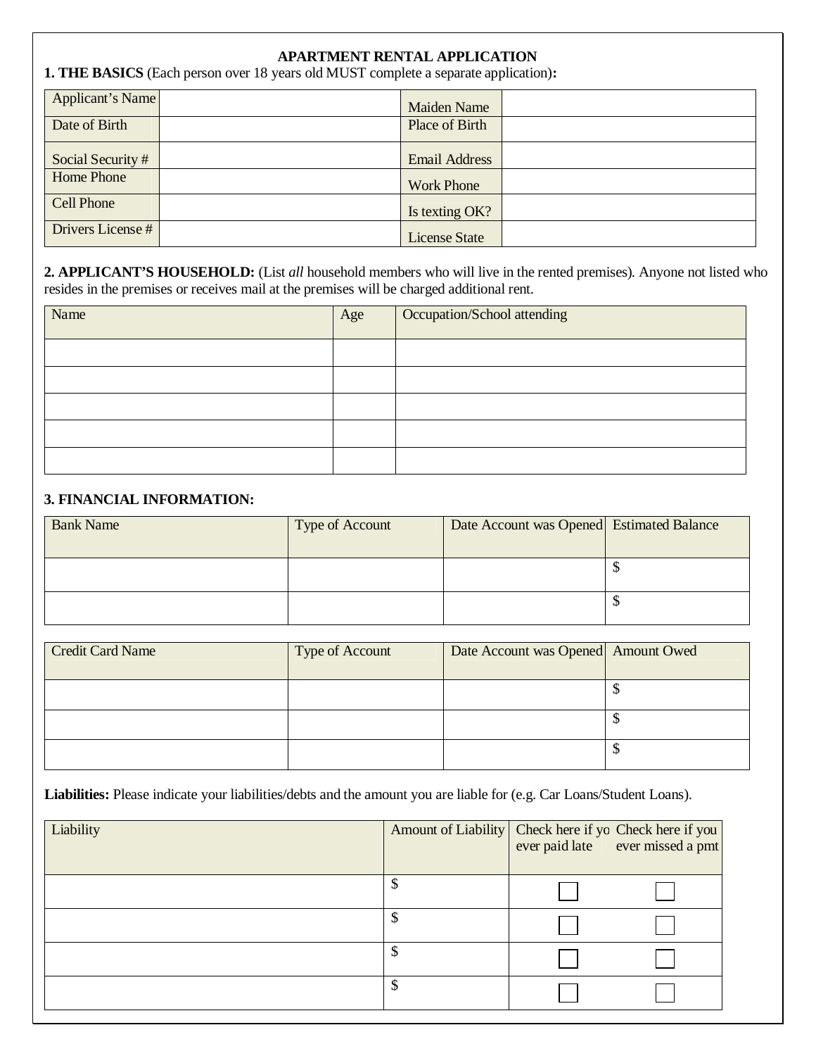# APARTMENT RENTAL APPLICATION

**1. THE BASICS** (Each person over 18 years old MUST complete a separate application)**:**

| Applicant's Name | | Maiden Name | |
|---|---|---|---|
| Date of Birth | | Place of Birth | |
| Social Security # | | Email Address | |
| Home Phone | | Work Phone | |
| Cell Phone | | Is texting OK? | |
| Drivers License # | | License State | |

**2. APPLICANT'S HOUSEHOLD:** (List *all* household members who will live in the rented premises). Anyone not listed who resides in the premises or receives mail at the premises will be charged additional rent.

| Name | Age | Occupation/School attending |
|---|---|---|
| | | |
| | | |
| | | |
| | | |
| | | |

**3. FINANCIAL INFORMATION:**

| Bank Name | Type of Account | Date Account was Opened | Estimated Balance |
|---|---|---|---|
| | | | $ |
| | | | $ |

| Credit Card Name | Type of Account | Date Account was Opened | Amount Owed |
|---|---|---|---|
| | | | $ |
| | | | $ |
| | | | $ |

**Liabilities:** Please indicate your liabilities/debts and the amount you are liable for (e.g. Car Loans/Student Loans).

| Liability | Amount of Liability | Check here if yo ever paid late | Check here if you ever missed a pmt |
|---|---|---|---|
| | $ | ☐ | ☐ |
| | $ | ☐ | ☐ |
| | $ | ☐ | ☐ |
| | $ | ☐ | ☐ |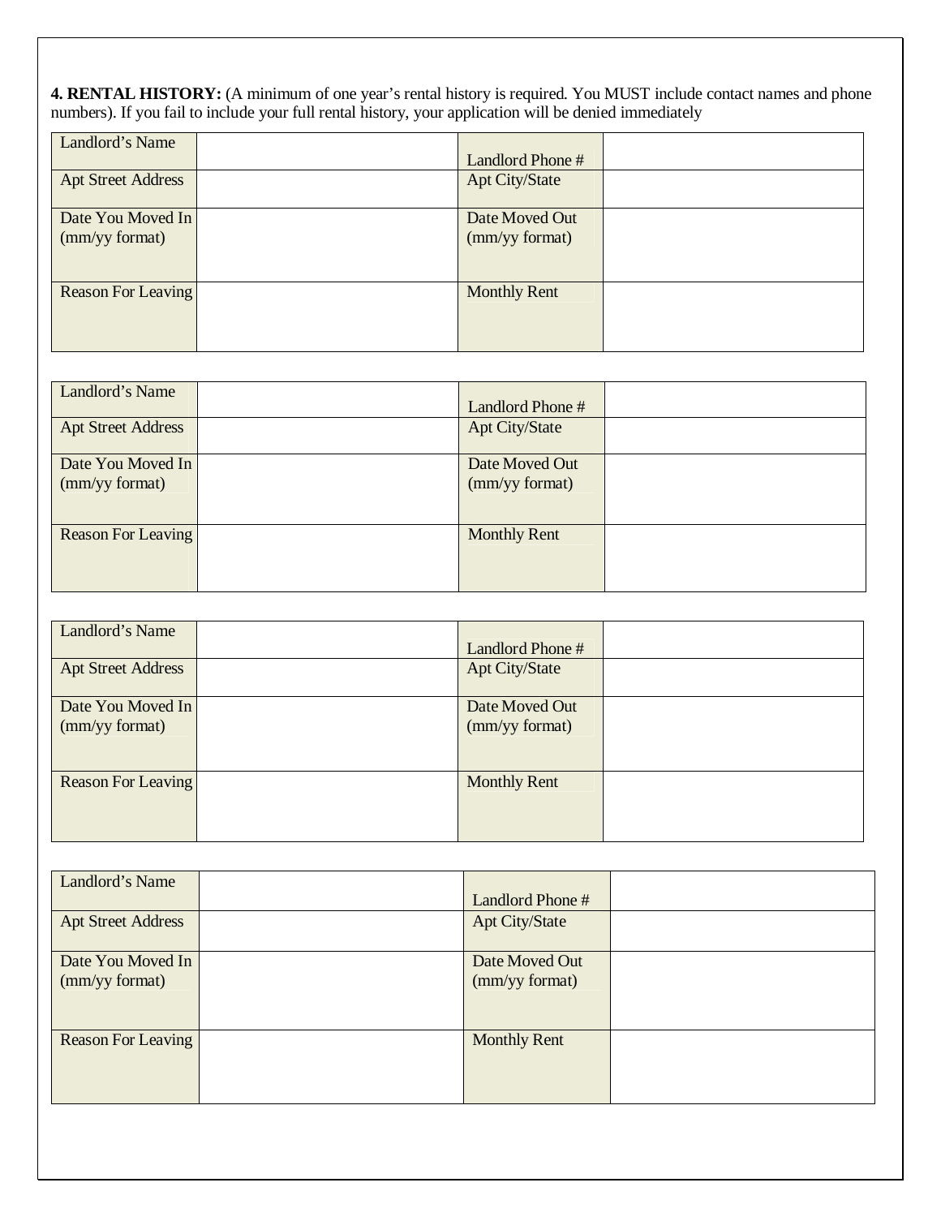**4. RENTAL HISTORY:** (A minimum of one year's rental history is required. You MUST include contact names and phone numbers). If you fail to include your full rental history, your application will be denied immediately

| Landlord's Name | | Landlord Phone # | |
|---|---|---|---|
| Apt Street Address | | Apt City/State | |
| Date You Moved In (mm/yy format) | | Date Moved Out (mm/yy format) | |
| Reason For Leaving | | Monthly Rent | |

| Landlord's Name | | Landlord Phone # | |
|---|---|---|---|
| Apt Street Address | | Apt City/State | |
| Date You Moved In (mm/yy format) | | Date Moved Out (mm/yy format) | |
| Reason For Leaving | | Monthly Rent | |

| Landlord's Name | | Landlord Phone # | |
|---|---|---|---|
| Apt Street Address | | Apt City/State | |
| Date You Moved In (mm/yy format) | | Date Moved Out (mm/yy format) | |
| Reason For Leaving | | Monthly Rent | |

| Landlord's Name | | Landlord Phone # | |
|---|---|---|---|
| Apt Street Address | | Apt City/State | |
| Date You Moved In (mm/yy format) | | Date Moved Out (mm/yy format) | |
| Reason For Leaving | | Monthly Rent | |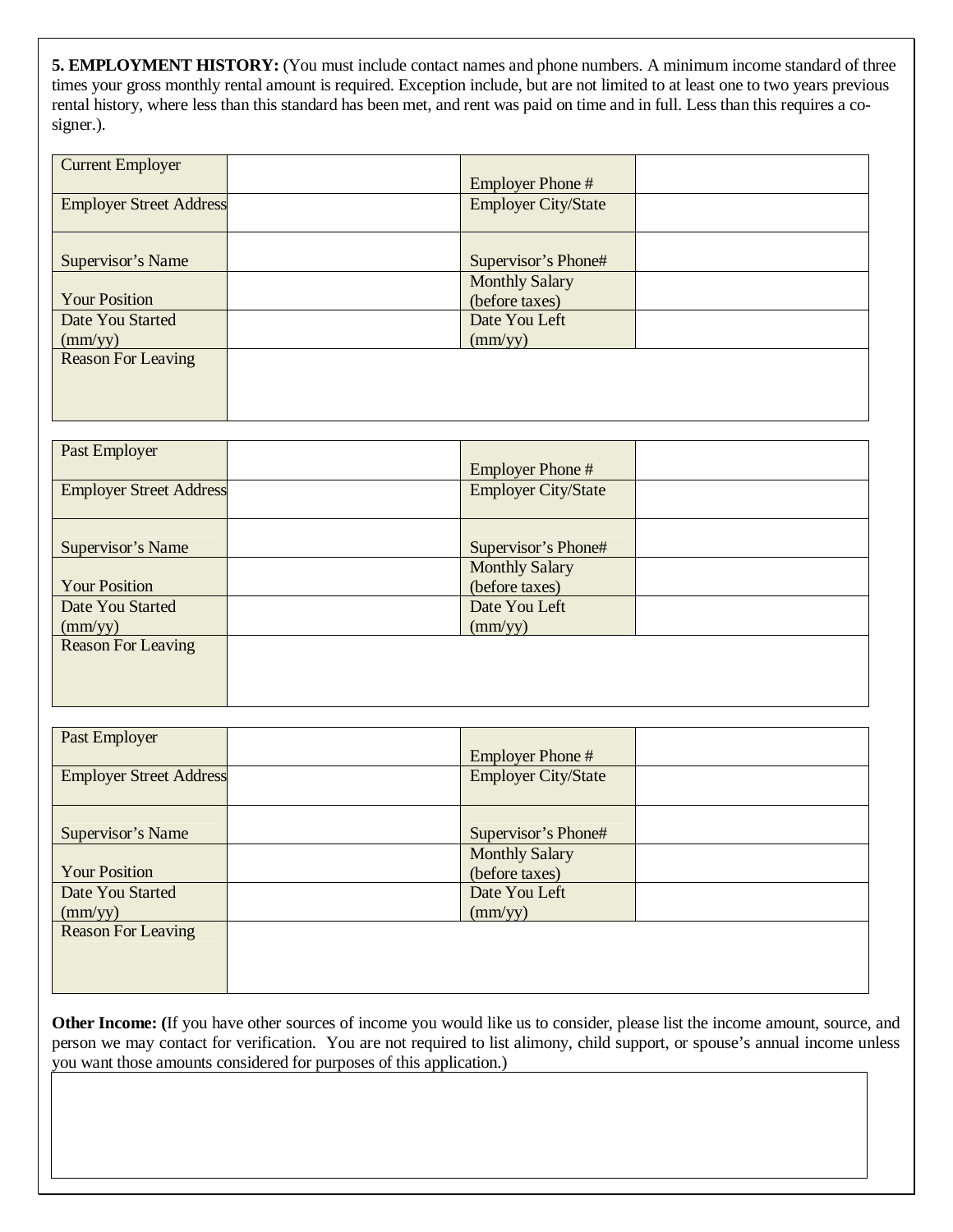**5. EMPLOYMENT HISTORY:** (You must include contact names and phone numbers. A minimum income standard of three times your gross monthly rental amount is required. Exception include, but are not limited to at least one to two years previous rental history, where less than this standard has been met, and rent was paid on time and in full. Less than this requires a co-signer.).

| Current Employer | | Employer Phone # | |
|---|---|---|---|
| Employer Street Address | | Employer City/State | |
| Supervisor's Name | | Supervisor's Phone# | |
| Your Position | | Monthly Salary (before taxes) | |
| Date You Started (mm/yy) | | Date You Left (mm/yy) | |
| Reason For Leaving | | | |

| Past Employer | | Employer Phone # | |
|---|---|---|---|
| Employer Street Address | | Employer City/State | |
| Supervisor's Name | | Supervisor's Phone# | |
| Your Position | | Monthly Salary (before taxes) | |
| Date You Started (mm/yy) | | Date You Left (mm/yy) | |
| Reason For Leaving | | | |

| Past Employer | | Employer Phone # | |
|---|---|---|---|
| Employer Street Address | | Employer City/State | |
| Supervisor's Name | | Supervisor's Phone# | |
| Your Position | | Monthly Salary (before taxes) | |
| Date You Started (mm/yy) | | Date You Left (mm/yy) | |
| Reason For Leaving | | | |

**Other Income: (**If you have other sources of income you would like us to consider, please list the income amount, source, and person we may contact for verification. You are not required to list alimony, child support, or spouse's annual income unless you want those amounts considered for purposes of this application.)

| |
|---|
| |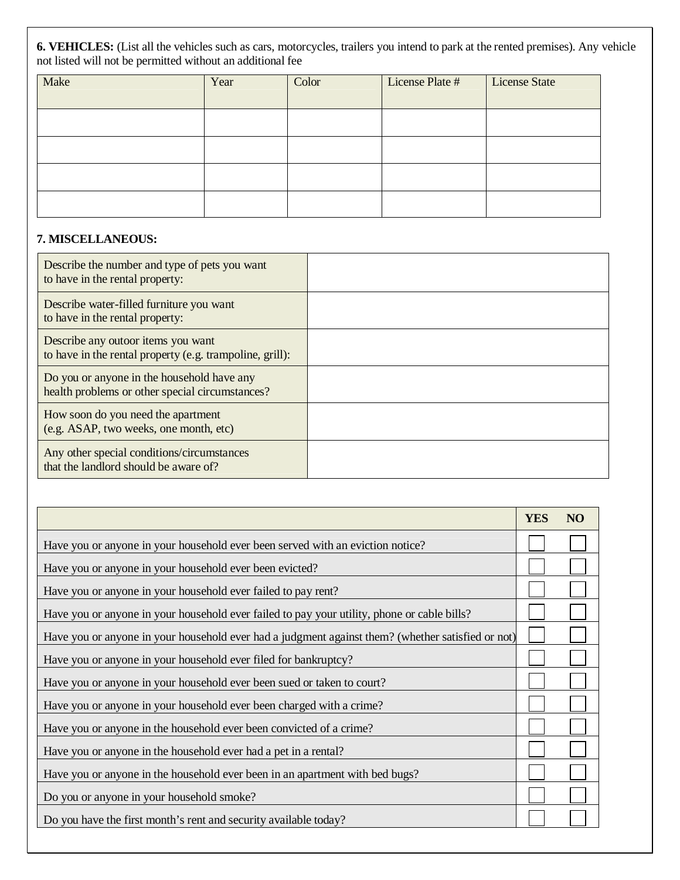**6. VEHICLES:** (List all the vehicles such as cars, motorcycles, trailers you intend to park at the rented premises). Any vehicle not listed will not be permitted without an additional fee

| Make | Year | Color | License Plate # | License State |
|---|---|---|---|---|
| | | | | |
| | | | | |
| | | | | |
| | | | | |

**7. MISCELLANEOUS:**

| | |
|---|---|
| Describe the number and type of pets you want to have in the rental property: | |
| Describe water-filled furniture you want to have in the rental property: | |
| Describe any outoor items you want to have in the rental property (e.g. trampoline, grill): | |
| Do you or anyone in the household have any health problems or other special circumstances? | |
| How soon do you need the apartment (e.g. ASAP, two weeks, one month, etc) | |
| Any other special conditions/circumstances that the landlord should be aware of? | |

| | YES | NO |
|---|---|---|
| Have you or anyone in your household ever been served with an eviction notice? | ☐ | ☐ |
| Have you or anyone in your household ever been evicted? | ☐ | ☐ |
| Have you or anyone in your household ever failed to pay rent? | ☐ | ☐ |
| Have you or anyone in your household ever failed to pay your utility, phone or cable bills? | ☐ | ☐ |
| Have you or anyone in your household ever had a judgment against them? (whether satisfied or not) | ☐ | ☐ |
| Have you or anyone in your household ever filed for bankruptcy? | ☐ | ☐ |
| Have you or anyone in your household ever been sued or taken to court? | ☐ | ☐ |
| Have you or anyone in your household ever been charged with a crime? | ☐ | ☐ |
| Have you or anyone in the household ever been convicted of a crime? | ☐ | ☐ |
| Have you or anyone in the household ever had a pet in a rental? | ☐ | ☐ |
| Have you or anyone in the household ever been in an apartment with bed bugs? | ☐ | ☐ |
| Do you or anyone in your household smoke? | ☐ | ☐ |
| Do you have the first month's rent and security available today? | ☐ | ☐ |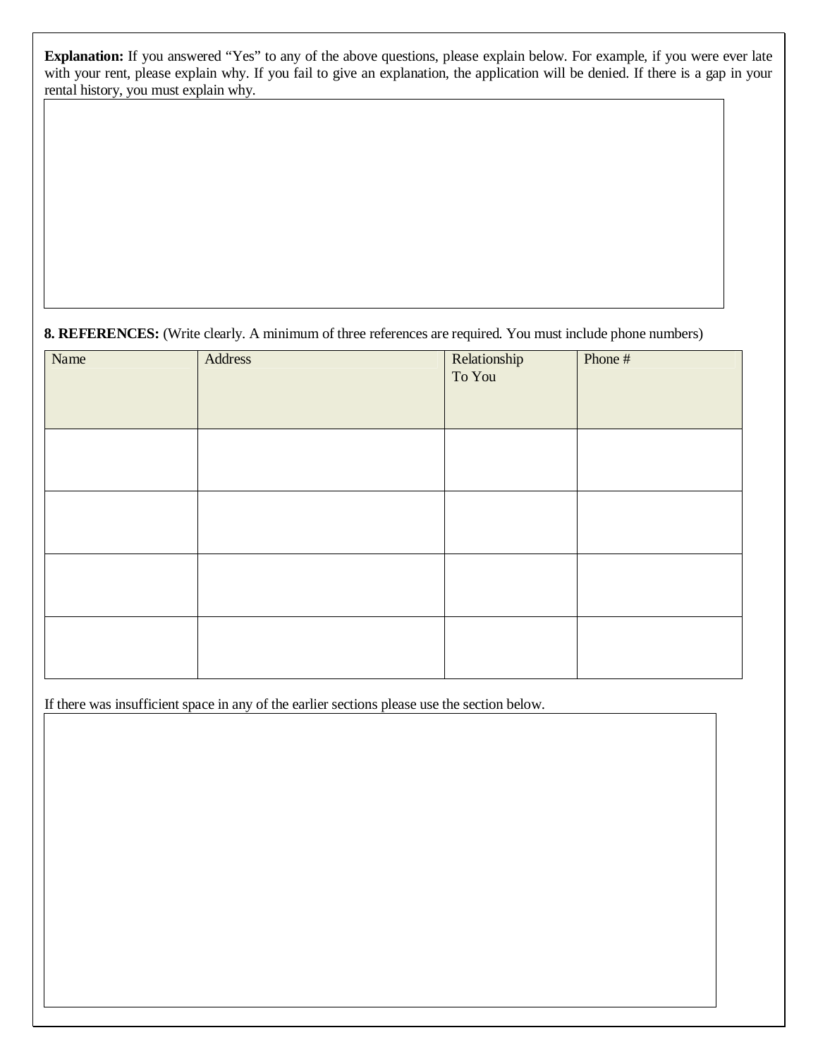**Explanation:** If you answered "Yes" to any of the above questions, please explain below. For example, if you were ever late with your rent, please explain why. If you fail to give an explanation, the application will be denied. If there is a gap in your rental history, you must explain why.

**8. REFERENCES:** (Write clearly. A minimum of three references are required. You must include phone numbers)

| Name | Address | Relationship To You | Phone # |
| --- | --- | --- | --- |
| | | | |
| | | | |
| | | | |
| | | | |

If there was insufficient space in any of the earlier sections please use the section below.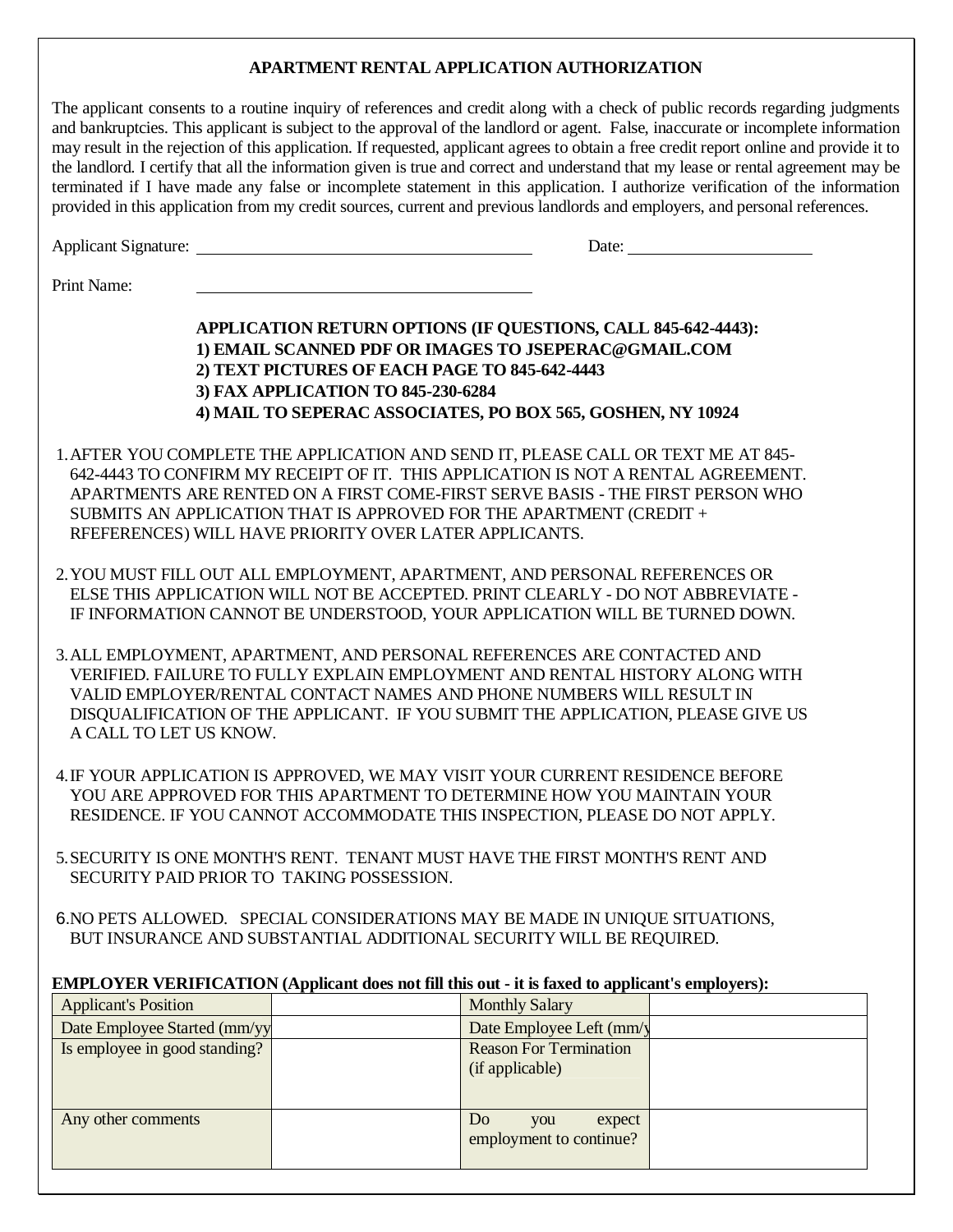## APARTMENT RENTAL APPLICATION AUTHORIZATION

The applicant consents to a routine inquiry of references and credit along with a check of public records regarding judgments and bankruptcies. This applicant is subject to the approval of the landlord or agent. False, inaccurate or incomplete information may result in the rejection of this application. If requested, applicant agrees to obtain a free credit report online and provide it to the landlord. I certify that all the information given is true and correct and understand that my lease or rental agreement may be terminated if I have made any false or incomplete statement in this application. I authorize verification of the information provided in this application from my credit sources, current and previous landlords and employers, and personal references.

Applicant Signature: ________________________________________ Date: ______________________

Print Name: ________________________________________

**APPLICATION RETURN OPTIONS (IF QUESTIONS, CALL 845-642-4443):**
**1) EMAIL SCANNED PDF OR IMAGES TO JSEPERAC@GMAIL.COM**
**2) TEXT PICTURES OF EACH PAGE TO 845-642-4443**
**3) FAX APPLICATION TO 845-230-6284**
**4) MAIL TO SEPERAC ASSOCIATES, PO BOX 565, GOSHEN, NY 10924**

1. AFTER YOU COMPLETE THE APPLICATION AND SEND IT, PLEASE CALL OR TEXT ME AT 845-642-4443 TO CONFIRM MY RECEIPT OF IT. THIS APPLICATION IS NOT A RENTAL AGREEMENT. APARTMENTS ARE RENTED ON A FIRST COME-FIRST SERVE BASIS - THE FIRST PERSON WHO SUBMITS AN APPLICATION THAT IS APPROVED FOR THE APARTMENT (CREDIT + RFEFERENCES) WILL HAVE PRIORITY OVER LATER APPLICANTS.

2. YOU MUST FILL OUT ALL EMPLOYMENT, APARTMENT, AND PERSONAL REFERENCES OR ELSE THIS APPLICATION WILL NOT BE ACCEPTED. PRINT CLEARLY - DO NOT ABBREVIATE - IF INFORMATION CANNOT BE UNDERSTOOD, YOUR APPLICATION WILL BE TURNED DOWN.

3. ALL EMPLOYMENT, APARTMENT, AND PERSONAL REFERENCES ARE CONTACTED AND VERIFIED. FAILURE TO FULLY EXPLAIN EMPLOYMENT AND RENTAL HISTORY ALONG WITH VALID EMPLOYER/RENTAL CONTACT NAMES AND PHONE NUMBERS WILL RESULT IN DISQUALIFICATION OF THE APPLICANT. IF YOU SUBMIT THE APPLICATION, PLEASE GIVE US A CALL TO LET US KNOW.

4. IF YOUR APPLICATION IS APPROVED, WE MAY VISIT YOUR CURRENT RESIDENCE BEFORE YOU ARE APPROVED FOR THIS APARTMENT TO DETERMINE HOW YOU MAINTAIN YOUR RESIDENCE. IF YOU CANNOT ACCOMMODATE THIS INSPECTION, PLEASE DO NOT APPLY.

5. SECURITY IS ONE MONTH'S RENT. TENANT MUST HAVE THE FIRST MONTH'S RENT AND SECURITY PAID PRIOR TO TAKING POSSESSION.

6. NO PETS ALLOWED. SPECIAL CONSIDERATIONS MAY BE MADE IN UNIQUE SITUATIONS, BUT INSURANCE AND SUBSTANTIAL ADDITIONAL SECURITY WILL BE REQUIRED.

**EMPLOYER VERIFICATION (Applicant does not fill this out - it is faxed to applicant's employers):**

| | | | |
|---|---|---|---|
| Applicant's Position | | Monthly Salary | |
| Date Employee Started (mm/yy | | Date Employee Left (mm/y | |
| Is employee in good standing? | | Reason For Termination (if applicable) | |
| Any other comments | | Do you expect employment to continue? | |